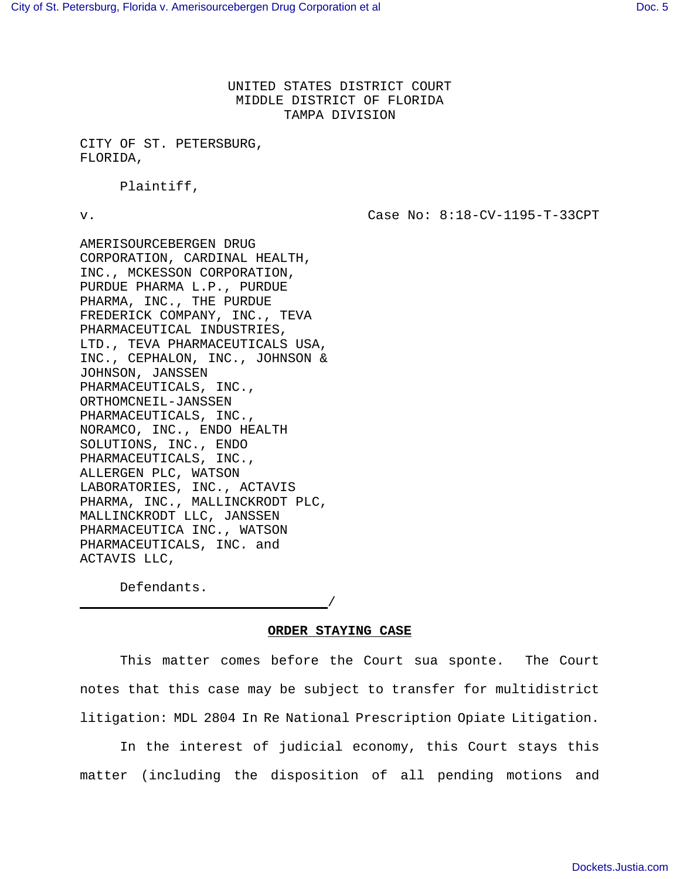UNITED STATES DISTRICT COURT
MIDDLE DISTRICT OF FLORIDA
TAMPA DIVISION

CITY OF ST. PETERSBURG, FLORIDA,

Plaintiff,

v. Case No: 8:18-CV-1195-T-33CPT

AMERISOURCEBERGEN DRUG CORPORATION, CARDINAL HEALTH, INC., MCKESSON CORPORATION, PURDUE PHARMA L.P., PURDUE PHARMA, INC., THE PURDUE FREDERICK COMPANY, INC., TEVA PHARMACEUTICAL INDUSTRIES, LTD., TEVA PHARMACEUTICALS USA, INC., CEPHALON, INC., JOHNSON & JOHNSON, JANSSEN PHARMACEUTICALS, INC., ORTHOMCNEIL-JANSSEN PHARMACEUTICALS, INC., NORAMCO, INC., ENDO HEALTH SOLUTIONS, INC., ENDO PHARMACEUTICALS, INC., ALLERGEN PLC, WATSON LABORATORIES, INC., ACTAVIS PHARMA, INC., MALLINCKRODT PLC, MALLINCKRODT LLC, JANSSEN PHARMACEUTICA INC., WATSON PHARMACEUTICALS, INC. and ACTAVIS LLC,

Defendants.

_______________________________/

**ORDER STAYING CASE**

This matter comes before the Court sua sponte. The Court notes that this case may be subject to transfer for multidistrict litigation: MDL 2804 In Re National Prescription Opiate Litigation.

In the interest of judicial economy, this Court stays this matter (including the disposition of all pending motions and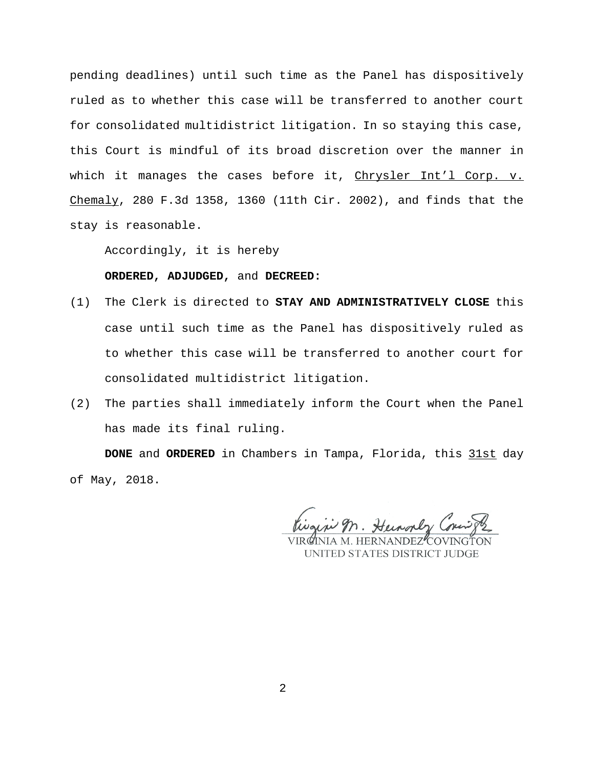pending deadlines) until such time as the Panel has dispositively ruled as to whether this case will be transferred to another court for consolidated multidistrict litigation. In so staying this case, this Court is mindful of its broad discretion over the manner in which it manages the cases before it, Chrysler Int'l Corp. v. Chemaly, 280 F.3d 1358, 1360 (11th Cir. 2002), and finds that the stay is reasonable.

Accordingly, it is hereby

**ORDERED, ADJUDGED,** and **DECREED:**

(1) The Clerk is directed to **STAY AND ADMINISTRATIVELY CLOSE** this case until such time as the Panel has dispositively ruled as to whether this case will be transferred to another court for consolidated multidistrict litigation.

(2) The parties shall immediately inform the Court when the Panel has made its final ruling.

**DONE** and **ORDERED** in Chambers in Tampa, Florida, this 31st day of May, 2018.

VIRGINIA M. HERNANDEZ COVINGTON
UNITED STATES DISTRICT JUDGE